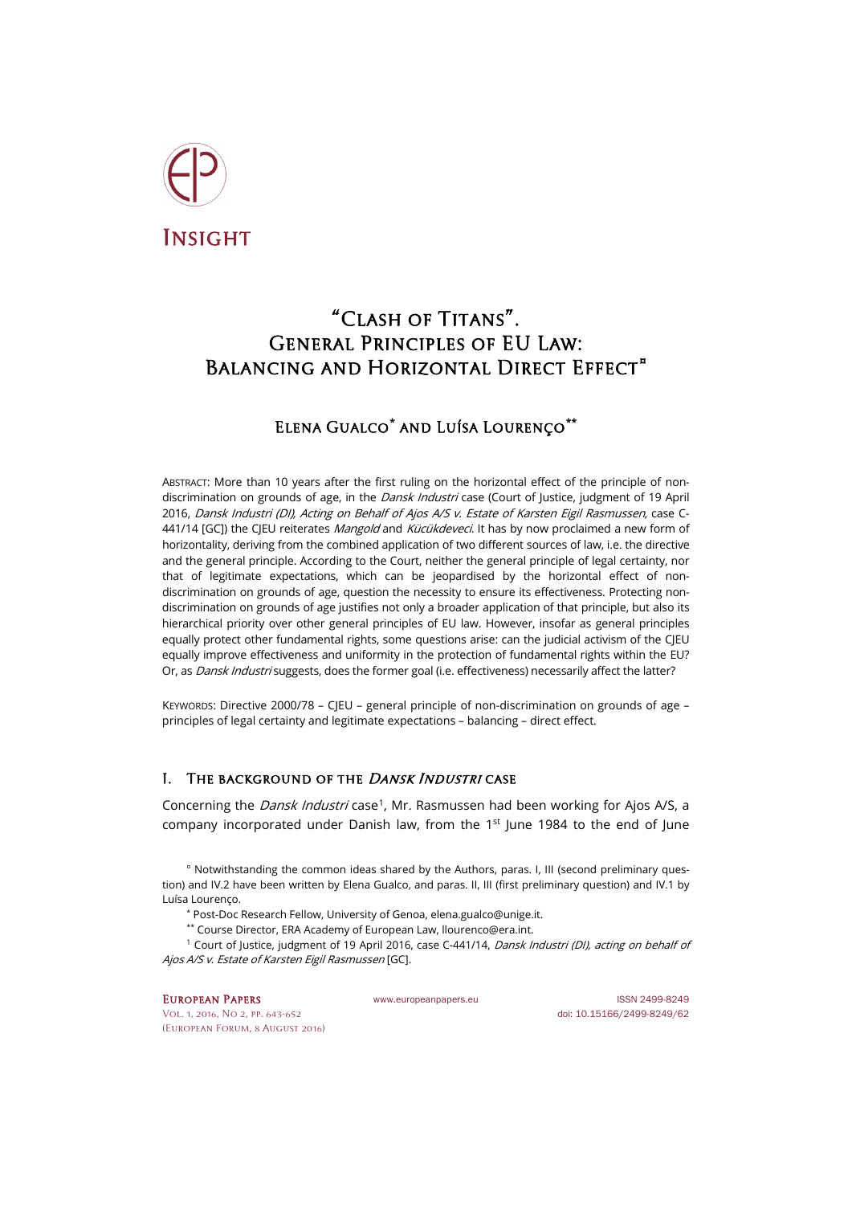INSIGHT

# "Clash of Titans". General Principles of EU Law: Balancing and Horizontal Direct Effect[¤]

## Elena Gualco[*] and Luísa Lourenço[**]

ABSTRACT: More than 10 years after the first ruling on the horizontal effect of the principle of non-discrimination on grounds of age, in the *Dansk Industri* case (Court of Justice, judgment of 19 April 2016, *Dansk Industri (DI), Acting on Behalf of Ajos A/S v. Estate of Karsten Eigil Rasmussen*, case C-441/14 [GC]) the CJEU reiterates *Mangold* and *Kücükdeveci*. It has by now proclaimed a new form of horizontality, deriving from the combined application of two different sources of law, i.e. the directive and the general principle. According to the Court, neither the general principle of legal certainty, nor that of legitimate expectations, which can be jeopardised by the horizontal effect of non-discrimination on grounds of age, question the necessity to ensure its effectiveness. Protecting non-discrimination on grounds of age justifies not only a broader application of that principle, but also its hierarchical priority over other general principles of EU law. However, insofar as general principles equally protect other fundamental rights, some questions arise: can the judicial activism of the CJEU equally improve effectiveness and uniformity in the protection of fundamental rights within the EU? Or, as *Dansk Industri* suggests, does the former goal (i.e. effectiveness) necessarily affect the latter?

KEYWORDS: Directive 2000/78 – CJEU – general principle of non-discrimination on grounds of age – principles of legal certainty and legitimate expectations – balancing – direct effect.

### I. The background of the *Dansk Industri* case

Concerning the *Dansk Industri* case[1], Mr. Rasmussen had been working for Ajos A/S, a company incorporated under Danish law, from the 1st June 1984 to the end of June

[¤] Notwithstanding the common ideas shared by the Authors, paras. I, III (second preliminary question) and IV.2 have been written by Elena Gualco, and paras. II, III (first preliminary question) and IV.1 by Luísa Lourenço.

[*] Post-Doc Research Fellow, University of Genoa, elena.gualco@unige.it.

[**] Course Director, ERA Academy of European Law, llourenco@era.int.

[1] Court of Justice, judgment of 19 April 2016, case C-441/14, *Dansk Industri (DI), acting on behalf of Ajos A/S v. Estate of Karsten Eigil Rasmussen* [GC].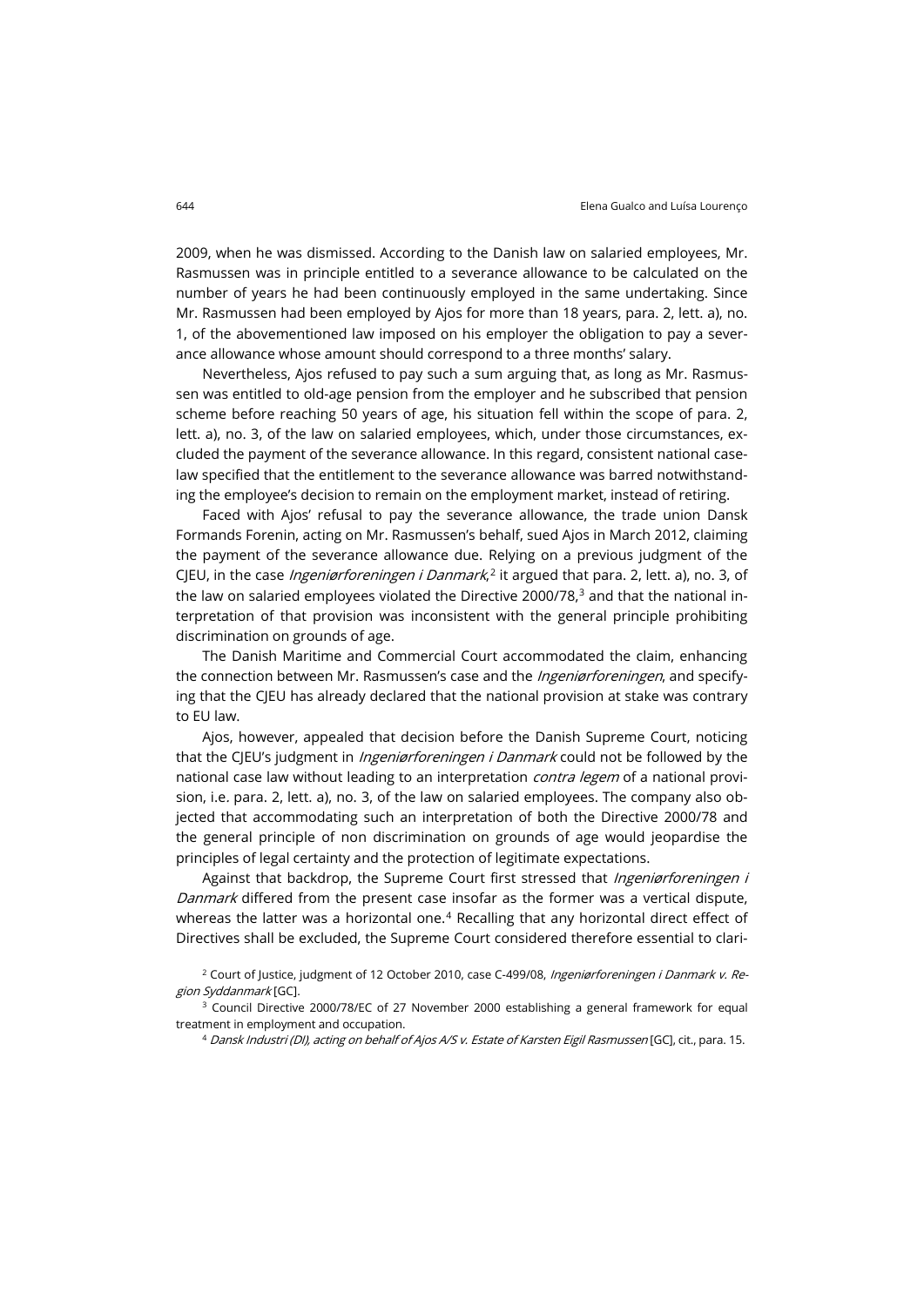2009, when he was dismissed. According to the Danish law on salaried employees, Mr. Rasmussen was in principle entitled to a severance allowance to be calculated on the number of years he had been continuously employed in the same undertaking. Since Mr. Rasmussen had been employed by Ajos for more than 18 years, para. 2, lett. a), no. 1, of the abovementioned law imposed on his employer the obligation to pay a severance allowance whose amount should correspond to a three months' salary.

Nevertheless, Ajos refused to pay such a sum arguing that, as long as Mr. Rasmussen was entitled to old-age pension from the employer and he subscribed that pension scheme before reaching 50 years of age, his situation fell within the scope of para. 2, lett. a), no. 3, of the law on salaried employees, which, under those circumstances, excluded the payment of the severance allowance. In this regard, consistent national case-law specified that the entitlement to the severance allowance was barred notwithstanding the employee's decision to remain on the employment market, instead of retiring.

Faced with Ajos' refusal to pay the severance allowance, the trade union Dansk Formands Forenin, acting on Mr. Rasmussen's behalf, sued Ajos in March 2012, claiming the payment of the severance allowance due. Relying on a previous judgment of the CJEU, in the case *Ingeniørforeningen i Danmark*,[2] it argued that para. 2, lett. a), no. 3, of the law on salaried employees violated the Directive 2000/78,[3] and that the national interpretation of that provision was inconsistent with the general principle prohibiting discrimination on grounds of age.

The Danish Maritime and Commercial Court accommodated the claim, enhancing the connection between Mr. Rasmussen's case and the *Ingeniørforeningen*, and specifying that the CJEU has already declared that the national provision at stake was contrary to EU law.

Ajos, however, appealed that decision before the Danish Supreme Court, noticing that the CJEU's judgment in *Ingeniørforeningen i Danmark* could not be followed by the national case law without leading to an interpretation *contra legem* of a national provision, i.e. para. 2, lett. a), no. 3, of the law on salaried employees. The company also objected that accommodating such an interpretation of both the Directive 2000/78 and the general principle of non discrimination on grounds of age would jeopardise the principles of legal certainty and the protection of legitimate expectations.

Against that backdrop, the Supreme Court first stressed that *Ingeniørforeningen i Danmark* differed from the present case insofar as the former was a vertical dispute, whereas the latter was a horizontal one.[4] Recalling that any horizontal direct effect of Directives shall be excluded, the Supreme Court considered therefore essential to clari-

[2] Court of Justice, judgment of 12 October 2010, case C-499/08, *Ingeniørforeningen i Danmark v. Region Syddanmark* [GC].

[3] Council Directive 2000/78/EC of 27 November 2000 establishing a general framework for equal treatment in employment and occupation.

[4] *Dansk Industri (DI), acting on behalf of Ajos A/S v. Estate of Karsten Eigil Rasmussen* [GC], cit., para. 15.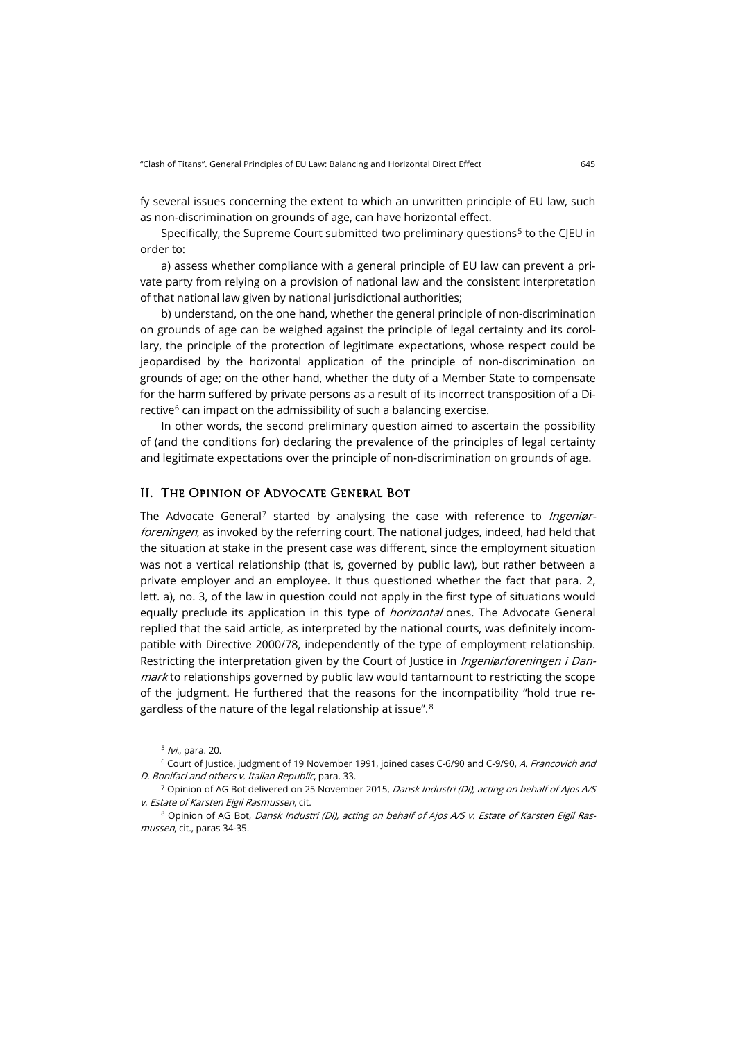fy several issues concerning the extent to which an unwritten principle of EU law, such as non-discrimination on grounds of age, can have horizontal effect.

Specifically, the Supreme Court submitted two preliminary questions[5] to the CJEU in order to:

a) assess whether compliance with a general principle of EU law can prevent a private party from relying on a provision of national law and the consistent interpretation of that national law given by national jurisdictional authorities;

b) understand, on the one hand, whether the general principle of non-discrimination on grounds of age can be weighed against the principle of legal certainty and its corollary, the principle of the protection of legitimate expectations, whose respect could be jeopardised by the horizontal application of the principle of non-discrimination on grounds of age; on the other hand, whether the duty of a Member State to compensate for the harm suffered by private persons as a result of its incorrect transposition of a Directive[6] can impact on the admissibility of such a balancing exercise.

In other words, the second preliminary question aimed to ascertain the possibility of (and the conditions for) declaring the prevalence of the principles of legal certainty and legitimate expectations over the principle of non-discrimination on grounds of age.

## II. The Opinion of Advocate General Bot

The Advocate General[7] started by analysing the case with reference to *Ingeniørforeningen*, as invoked by the referring court. The national judges, indeed, had held that the situation at stake in the present case was different, since the employment situation was not a vertical relationship (that is, governed by public law), but rather between a private employer and an employee. It thus questioned whether the fact that para. 2, lett. a), no. 3, of the law in question could not apply in the first type of situations would equally preclude its application in this type of *horizontal* ones. The Advocate General replied that the said article, as interpreted by the national courts, was definitely incompatible with Directive 2000/78, independently of the type of employment relationship. Restricting the interpretation given by the Court of Justice in *Ingeniørforeningen i Danmark* to relationships governed by public law would tantamount to restricting the scope of the judgment. He furthered that the reasons for the incompatibility "hold true regardless of the nature of the legal relationship at issue".[8]

---

[5] *Ivi*., para. 20.

[6] Court of Justice, judgment of 19 November 1991, joined cases C-6/90 and C-9/90, *A. Francovich and D. Bonifaci and others v. Italian Republic*, para. 33.

[7] Opinion of AG Bot delivered on 25 November 2015, *Dansk Industri (DI), acting on behalf of Ajos A/S v. Estate of Karsten Eigil Rasmussen*, cit.

[8] Opinion of AG Bot, *Dansk Industri (DI), acting on behalf of Ajos A/S v. Estate of Karsten Eigil Rasmussen*, cit., paras 34-35.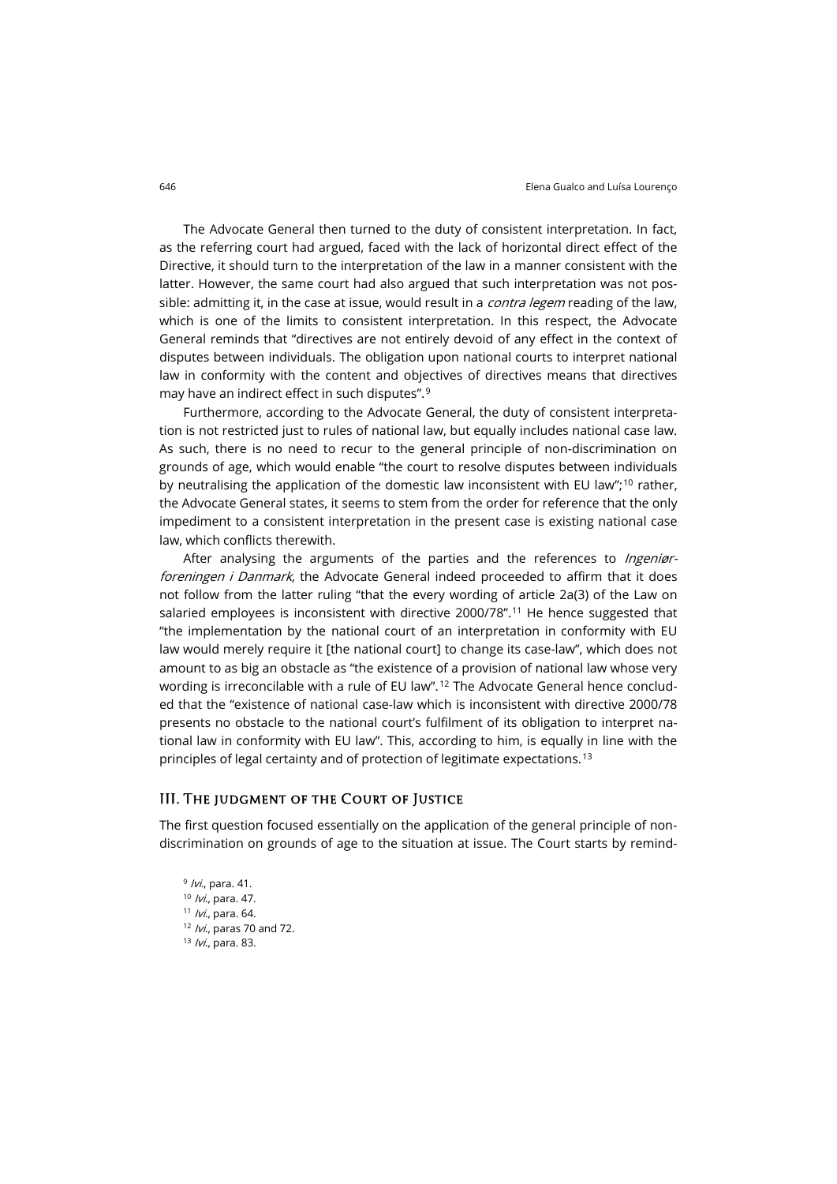The Advocate General then turned to the duty of consistent interpretation. In fact, as the referring court had argued, faced with the lack of horizontal direct effect of the Directive, it should turn to the interpretation of the law in a manner consistent with the latter. However, the same court had also argued that such interpretation was not possible: admitting it, in the case at issue, would result in a *contra legem* reading of the law, which is one of the limits to consistent interpretation. In this respect, the Advocate General reminds that "directives are not entirely devoid of any effect in the context of disputes between individuals. The obligation upon national courts to interpret national law in conformity with the content and objectives of directives means that directives may have an indirect effect in such disputes".[9]

Furthermore, according to the Advocate General, the duty of consistent interpretation is not restricted just to rules of national law, but equally includes national case law. As such, there is no need to recur to the general principle of non-discrimination on grounds of age, which would enable "the court to resolve disputes between individuals by neutralising the application of the domestic law inconsistent with EU law";[10] rather, the Advocate General states, it seems to stem from the order for reference that the only impediment to a consistent interpretation in the present case is existing national case law, which conflicts therewith.

After analysing the arguments of the parties and the references to *Ingeniørforeningen i Danmark*, the Advocate General indeed proceeded to affirm that it does not follow from the latter ruling "that the every wording of article 2a(3) of the Law on salaried employees is inconsistent with directive 2000/78".[11] He hence suggested that "the implementation by the national court of an interpretation in conformity with EU law would merely require it [the national court] to change its case-law", which does not amount to as big an obstacle as "the existence of a provision of national law whose very wording is irreconcilable with a rule of EU law".[12] The Advocate General hence concluded that the "existence of national case-law which is inconsistent with directive 2000/78 presents no obstacle to the national court's fulfilment of its obligation to interpret national law in conformity with EU law". This, according to him, is equally in line with the principles of legal certainty and of protection of legitimate expectations.[13]

## III. The judgment of the Court of Justice

The first question focused essentially on the application of the general principle of non-discrimination on grounds of age to the situation at issue. The Court starts by remind-

[9] *Ivi*., para. 41.

[10] *Ivi*., para. 47.

[11] *Ivi*., para. 64.

[12] *Ivi*., paras 70 and 72.

[13] *Ivi*., para. 83.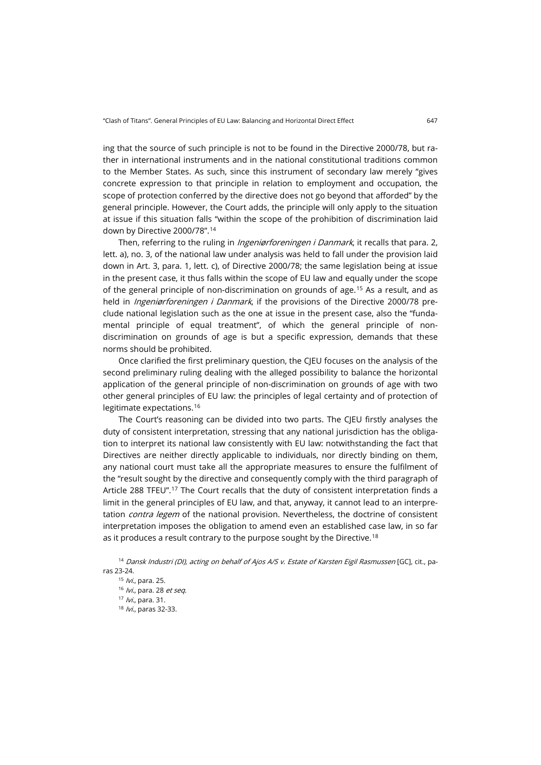ing that the source of such principle is not to be found in the Directive 2000/78, but rather in international instruments and in the national constitutional traditions common to the Member States. As such, since this instrument of secondary law merely "gives concrete expression to that principle in relation to employment and occupation, the scope of protection conferred by the directive does not go beyond that afforded" by the general principle. However, the Court adds, the principle will only apply to the situation at issue if this situation falls "within the scope of the prohibition of discrimination laid down by Directive 2000/78".[14]

Then, referring to the ruling in *Ingeniørforeningen i Danmark*, it recalls that para. 2, lett. a), no. 3, of the national law under analysis was held to fall under the provision laid down in Art. 3, para. 1, lett. c), of Directive 2000/78; the same legislation being at issue in the present case, it thus falls within the scope of EU law and equally under the scope of the general principle of non-discrimination on grounds of age.[15] As a result, and as held in *Ingeniørforeningen i Danmark*, if the provisions of the Directive 2000/78 preclude national legislation such as the one at issue in the present case, also the "fundamental principle of equal treatment", of which the general principle of non-discrimination on grounds of age is but a specific expression, demands that these norms should be prohibited.

Once clarified the first preliminary question, the CJEU focuses on the analysis of the second preliminary ruling dealing with the alleged possibility to balance the horizontal application of the general principle of non-discrimination on grounds of age with two other general principles of EU law: the principles of legal certainty and of protection of legitimate expectations.[16]

The Court's reasoning can be divided into two parts. The CJEU firstly analyses the duty of consistent interpretation, stressing that any national jurisdiction has the obligation to interpret its national law consistently with EU law: notwithstanding the fact that Directives are neither directly applicable to individuals, nor directly binding on them, any national court must take all the appropriate measures to ensure the fulfilment of the "result sought by the directive and consequently comply with the third paragraph of Article 288 TFEU".[17] The Court recalls that the duty of consistent interpretation finds a limit in the general principles of EU law, and that, anyway, it cannot lead to an interpretation *contra legem* of the national provision. Nevertheless, the doctrine of consistent interpretation imposes the obligation to amend even an established case law, in so far as it produces a result contrary to the purpose sought by the Directive.[18]

[14] *Dansk Industri (DI), acting on behalf of Ajos A/S v. Estate of Karsten Eigil Rasmussen* [GC], cit., paras 23-24.

[15] *Ivi.*, para. 25.

[16] *Ivi.*, para. 28 *et seq.*

[17] *Ivi.*, para. 31.

[18] *Ivi.*, paras 32-33.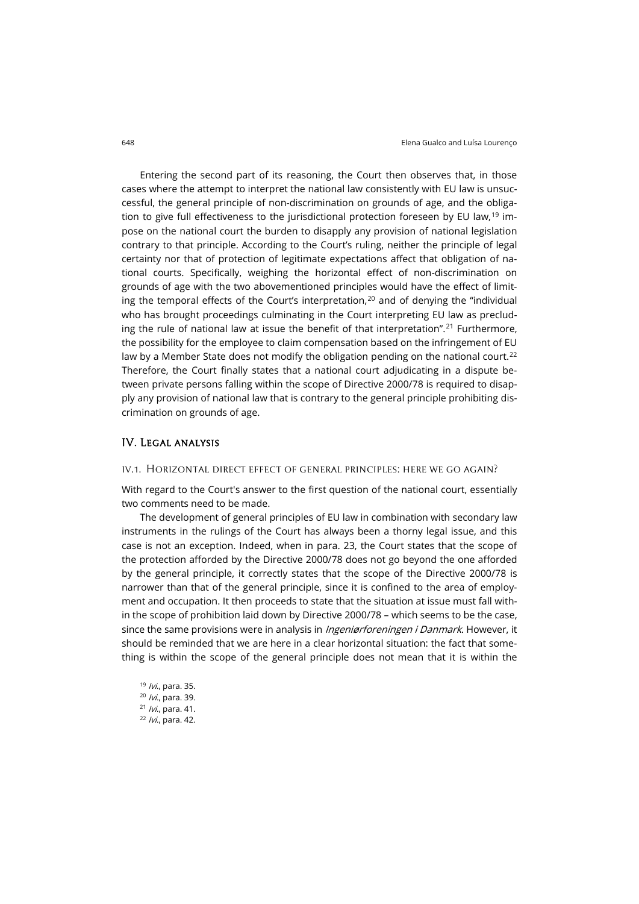Entering the second part of its reasoning, the Court then observes that, in those cases where the attempt to interpret the national law consistently with EU law is unsuccessful, the general principle of non-discrimination on grounds of age, and the obligation to give full effectiveness to the jurisdictional protection foreseen by EU law,[19] impose on the national court the burden to disapply any provision of national legislation contrary to that principle. According to the Court's ruling, neither the principle of legal certainty nor that of protection of legitimate expectations affect that obligation of national courts. Specifically, weighing the horizontal effect of non-discrimination on grounds of age with the two abovementioned principles would have the effect of limiting the temporal effects of the Court's interpretation,[20] and of denying the "individual who has brought proceedings culminating in the Court interpreting EU law as precluding the rule of national law at issue the benefit of that interpretation".[21] Furthermore, the possibility for the employee to claim compensation based on the infringement of EU law by a Member State does not modify the obligation pending on the national court.[22] Therefore, the Court finally states that a national court adjudicating in a dispute between private persons falling within the scope of Directive 2000/78 is required to disapply any provision of national law that is contrary to the general principle prohibiting discrimination on grounds of age.

## IV. Legal analysis

### IV.1. Horizontal direct effect of general principles: here we go again?

With regard to the Court's answer to the first question of the national court, essentially two comments need to be made.

The development of general principles of EU law in combination with secondary law instruments in the rulings of the Court has always been a thorny legal issue, and this case is not an exception. Indeed, when in para. 23, the Court states that the scope of the protection afforded by the Directive 2000/78 does not go beyond the one afforded by the general principle, it correctly states that the scope of the Directive 2000/78 is narrower than that of the general principle, since it is confined to the area of employment and occupation. It then proceeds to state that the situation at issue must fall within the scope of prohibition laid down by Directive 2000/78 – which seems to be the case, since the same provisions were in analysis in *Ingeniørforeningen i Danmark*. However, it should be reminded that we are here in a clear horizontal situation: the fact that something is within the scope of the general principle does not mean that it is within the

[19] *Ivi.*, para. 35.

[20] *Ivi.*, para. 39.

[21] *Ivi.*, para. 41.

[22] *Ivi.*, para. 42.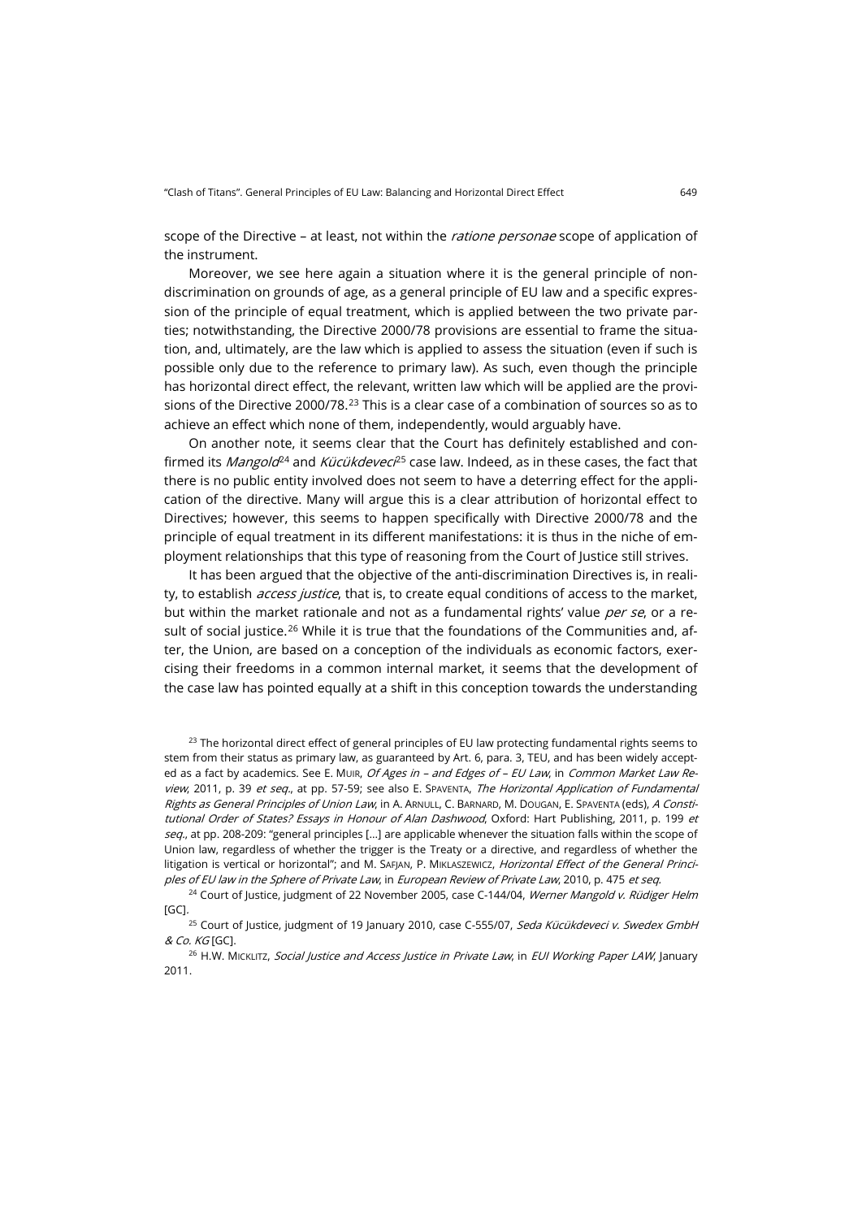scope of the Directive – at least, not within the *ratione personae* scope of application of the instrument.

Moreover, we see here again a situation where it is the general principle of non-discrimination on grounds of age, as a general principle of EU law and a specific expression of the principle of equal treatment, which is applied between the two private parties; notwithstanding, the Directive 2000/78 provisions are essential to frame the situation, and, ultimately, are the law which is applied to assess the situation (even if such is possible only due to the reference to primary law). As such, even though the principle has horizontal direct effect, the relevant, written law which will be applied are the provisions of the Directive 2000/78.[23] This is a clear case of a combination of sources so as to achieve an effect which none of them, independently, would arguably have.

On another note, it seems clear that the Court has definitely established and confirmed its *Mangold*[24] and *Kücükdeveci*[25] case law. Indeed, as in these cases, the fact that there is no public entity involved does not seem to have a deterring effect for the application of the directive. Many will argue this is a clear attribution of horizontal effect to Directives; however, this seems to happen specifically with Directive 2000/78 and the principle of equal treatment in its different manifestations: it is thus in the niche of employment relationships that this type of reasoning from the Court of Justice still strives.

It has been argued that the objective of the anti-discrimination Directives is, in reality, to establish *access justice*, that is, to create equal conditions of access to the market, but within the market rationale and not as a fundamental rights' value *per se*, or a result of social justice.[26] While it is true that the foundations of the Communities and, after, the Union, are based on a conception of the individuals as economic factors, exercising their freedoms in a common internal market, it seems that the development of the case law has pointed equally at a shift in this conception towards the understanding

[23] The horizontal direct effect of general principles of EU law protecting fundamental rights seems to stem from their status as primary law, as guaranteed by Art. 6, para. 3, TEU, and has been widely accepted as a fact by academics. See E. Muir, *Of Ages in – and Edges of – EU Law*, in *Common Market Law Review*, 2011, p. 39 *et seq.*, at pp. 57-59; see also E. Spaventa, *The Horizontal Application of Fundamental Rights as General Principles of Union Law*, in A. Arnull, C. Barnard, M. Dougan, E. Spaventa (eds), *A Constitutional Order of States? Essays in Honour of Alan Dashwood*, Oxford: Hart Publishing, 2011, p. 199 *et seq.*, at pp. 208-209: "general principles […] are applicable whenever the situation falls within the scope of Union law, regardless of whether the trigger is the Treaty or a directive, and regardless of whether the litigation is vertical or horizontal"; and M. Safjan, P. Miklaszewicz, *Horizontal Effect of the General Principles of EU law in the Sphere of Private Law*, in *European Review of Private Law*, 2010, p. 475 *et seq.*

[24] Court of Justice, judgment of 22 November 2005, case C-144/04, *Werner Mangold v. Rüdiger Helm* [GC].

[25] Court of Justice, judgment of 19 January 2010, case C-555/07, *Seda Kücükdeveci v. Swedex GmbH & Co. KG* [GC].

[26] H.W. Micklitz, *Social Justice and Access Justice in Private Law*, in *EUI Working Paper LAW*, January 2011.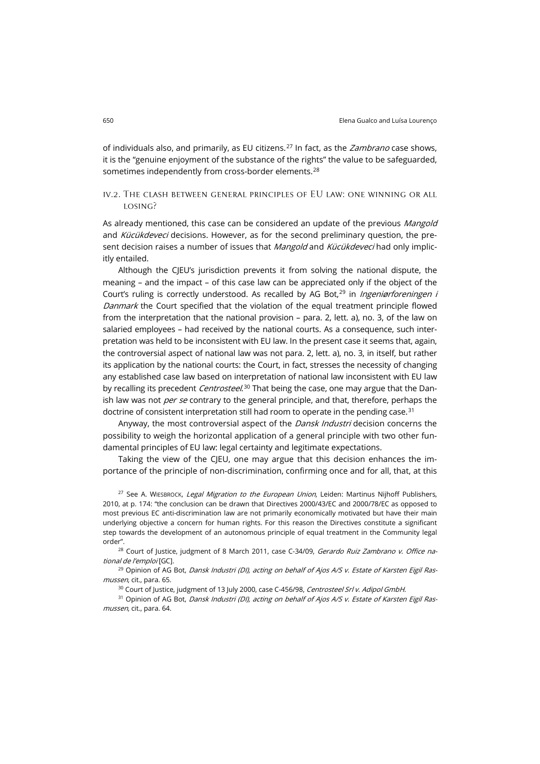of individuals also, and primarily, as EU citizens.[27] In fact, as the *Zambrano* case shows, it is the "genuine enjoyment of the substance of the rights" the value to be safeguarded, sometimes independently from cross-border elements.[28]

### IV.2. The clash between general principles of EU law: one winning or all losing?

As already mentioned, this case can be considered an update of the previous *Mangold* and *Kücükdeveci* decisions. However, as for the second preliminary question, the present decision raises a number of issues that *Mangold* and *Kücükdeveci* had only implicitly entailed.

Although the CJEU's jurisdiction prevents it from solving the national dispute, the meaning – and the impact – of this case law can be appreciated only if the object of the Court's ruling is correctly understood. As recalled by AG Bot,[29] in *Ingeniørforeningen i Danmark* the Court specified that the violation of the equal treatment principle flowed from the interpretation that the national provision – para. 2, lett. a), no. 3, of the law on salaried employees – had received by the national courts. As a consequence, such interpretation was held to be inconsistent with EU law. In the present case it seems that, again, the controversial aspect of national law was not para. 2, lett. a), no. 3, in itself, but rather its application by the national courts: the Court, in fact, stresses the necessity of changing any established case law based on interpretation of national law inconsistent with EU law by recalling its precedent *Centrosteel*.[30] That being the case, one may argue that the Danish law was not *per se* contrary to the general principle, and that, therefore, perhaps the doctrine of consistent interpretation still had room to operate in the pending case.[31]

Anyway, the most controversial aspect of the *Dansk Industri* decision concerns the possibility to weigh the horizontal application of a general principle with two other fundamental principles of EU law: legal certainty and legitimate expectations.

Taking the view of the CJEU, one may argue that this decision enhances the importance of the principle of non-discrimination, confirming once and for all, that, at this

[27] See A. Wiesbrock, *Legal Migration to the European Union*, Leiden: Martinus Nijhoff Publishers, 2010, at p. 174: "the conclusion can be drawn that Directives 2000/43/EC and 2000/78/EC as opposed to most previous EC anti-discrimination law are not primarily economically motivated but have their main underlying objective a concern for human rights. For this reason the Directives constitute a significant step towards the development of an autonomous principle of equal treatment in the Community legal order".

[28] Court of Justice, judgment of 8 March 2011, case C-34/09, *Gerardo Ruiz Zambrano v. Office national de l'emploi* [GC].

[29] Opinion of AG Bot, *Dansk Industri (DI), acting on behalf of Ajos A/S v. Estate of Karsten Eigil Rasmussen*, cit., para. 65.

[30] Court of Justice, judgment of 13 July 2000, case C-456/98, *Centrosteel Srl v. Adipol GmbH*.

[31] Opinion of AG Bot, *Dansk Industri (DI), acting on behalf of Ajos A/S v. Estate of Karsten Eigil Rasmussen*, cit., para. 64.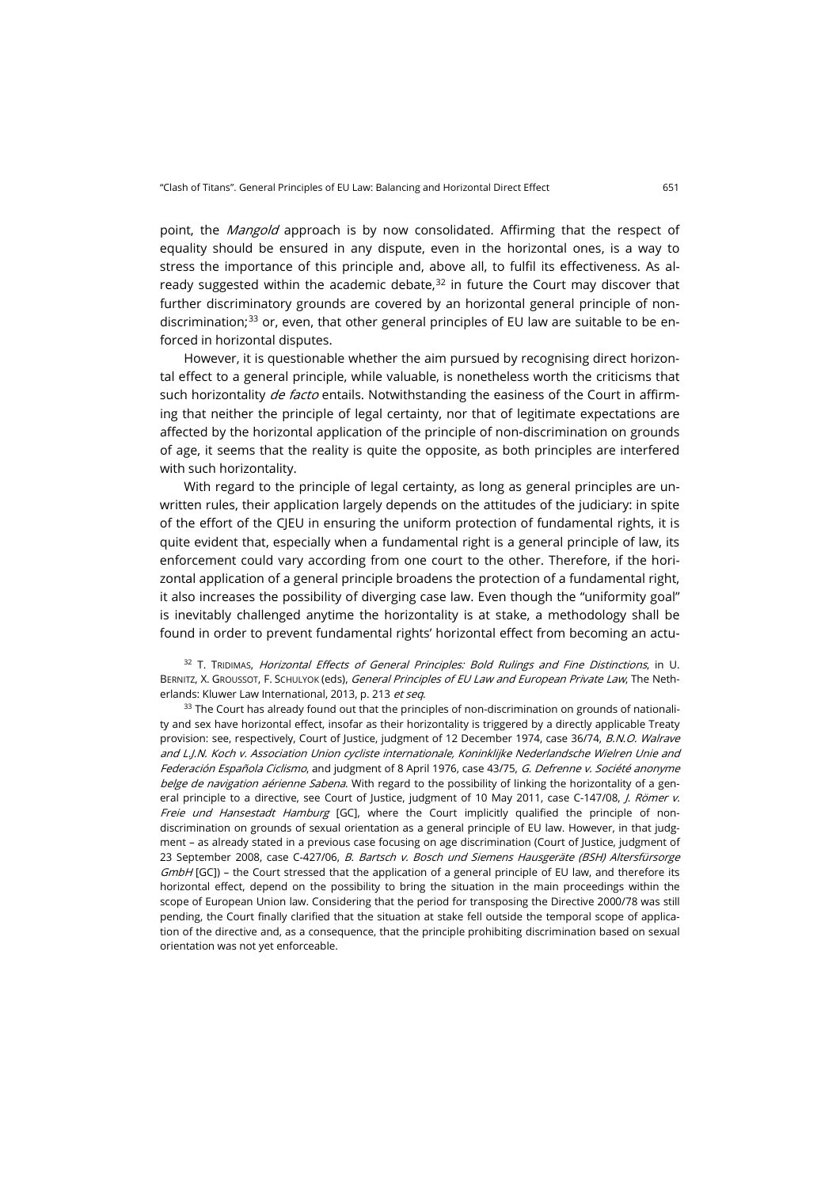point, the *Mangold* approach is by now consolidated. Affirming that the respect of equality should be ensured in any dispute, even in the horizontal ones, is a way to stress the importance of this principle and, above all, to fulfil its effectiveness. As already suggested within the academic debate,[32] in future the Court may discover that further discriminatory grounds are covered by an horizontal general principle of non-discrimination;[33] or, even, that other general principles of EU law are suitable to be enforced in horizontal disputes.

However, it is questionable whether the aim pursued by recognising direct horizontal effect to a general principle, while valuable, is nonetheless worth the criticisms that such horizontality *de facto* entails. Notwithstanding the easiness of the Court in affirming that neither the principle of legal certainty, nor that of legitimate expectations are affected by the horizontal application of the principle of non-discrimination on grounds of age, it seems that the reality is quite the opposite, as both principles are interfered with such horizontality.

With regard to the principle of legal certainty, as long as general principles are unwritten rules, their application largely depends on the attitudes of the judiciary: in spite of the effort of the CJEU in ensuring the uniform protection of fundamental rights, it is quite evident that, especially when a fundamental right is a general principle of law, its enforcement could vary according from one court to the other. Therefore, if the horizontal application of a general principle broadens the protection of a fundamental right, it also increases the possibility of diverging case law. Even though the "uniformity goal" is inevitably challenged anytime the horizontality is at stake, a methodology shall be found in order to prevent fundamental rights' horizontal effect from becoming an actu-

[32] T. Tridimas, *Horizontal Effects of General Principles: Bold Rulings and Fine Distinctions*, in U. Bernitz, X. Groussot, F. Schulyok (eds), *General Principles of EU Law and European Private Law*, The Netherlands: Kluwer Law International, 2013, p. 213 *et seq*.

[33] The Court has already found out that the principles of non-discrimination on grounds of nationality and sex have horizontal effect, insofar as their horizontality is triggered by a directly applicable Treaty provision: see, respectively, Court of Justice, judgment of 12 December 1974, case 36/74, *B.N.O. Walrave and L.J.N. Koch v. Association Union cycliste internationale, Koninklijke Nederlandsche Wielren Unie and Federación Española Ciclismo*, and judgment of 8 April 1976, case 43/75, *G. Defrenne v. Société anonyme belge de navigation aérienne Sabena*. With regard to the possibility of linking the horizontality of a general principle to a directive, see Court of Justice, judgment of 10 May 2011, case C-147/08, *J. Römer v. Freie und Hansestadt Hamburg* [GC], where the Court implicitly qualified the principle of non-discrimination on grounds of sexual orientation as a general principle of EU law. However, in that judgment – as already stated in a previous case focusing on age discrimination (Court of Justice, judgment of 23 September 2008, case C-427/06, *B. Bartsch v. Bosch und Siemens Hausgeräte (BSH) Altersfürsorge GmbH* [GC]) – the Court stressed that the application of a general principle of EU law, and therefore its horizontal effect, depend on the possibility to bring the situation in the main proceedings within the scope of European Union law. Considering that the period for transposing the Directive 2000/78 was still pending, the Court finally clarified that the situation at stake fell outside the temporal scope of application of the directive and, as a consequence, that the principle prohibiting discrimination based on sexual orientation was not yet enforceable.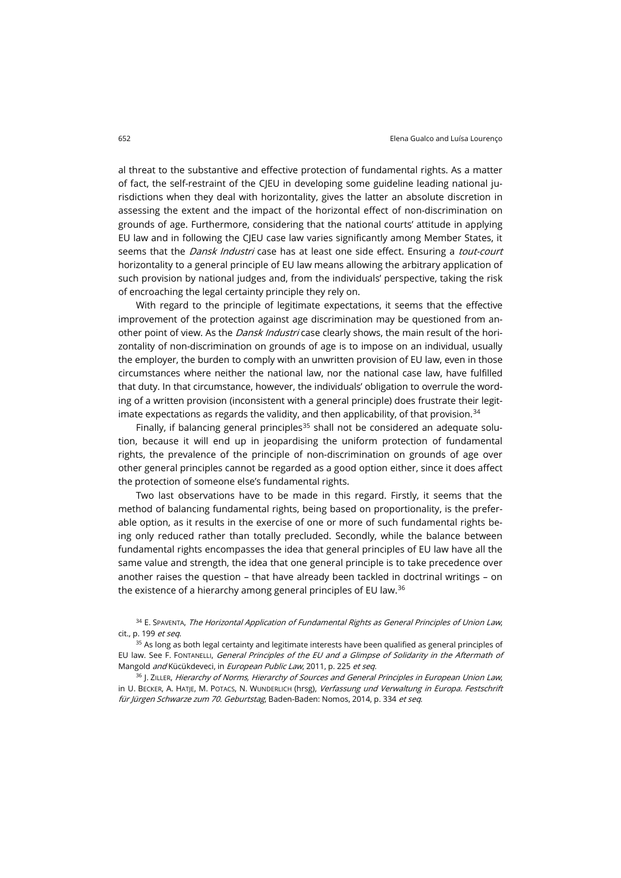al threat to the substantive and effective protection of fundamental rights. As a matter of fact, the self-restraint of the CJEU in developing some guideline leading national jurisdictions when they deal with horizontality, gives the latter an absolute discretion in assessing the extent and the impact of the horizontal effect of non-discrimination on grounds of age. Furthermore, considering that the national courts' attitude in applying EU law and in following the CJEU case law varies significantly among Member States, it seems that the *Dansk Industri* case has at least one side effect. Ensuring a *tout-court* horizontality to a general principle of EU law means allowing the arbitrary application of such provision by national judges and, from the individuals' perspective, taking the risk of encroaching the legal certainty principle they rely on.

With regard to the principle of legitimate expectations, it seems that the effective improvement of the protection against age discrimination may be questioned from another point of view. As the *Dansk Industri* case clearly shows, the main result of the horizontality of non-discrimination on grounds of age is to impose on an individual, usually the employer, the burden to comply with an unwritten provision of EU law, even in those circumstances where neither the national law, nor the national case law, have fulfilled that duty. In that circumstance, however, the individuals' obligation to overrule the wording of a written provision (inconsistent with a general principle) does frustrate their legitimate expectations as regards the validity, and then applicability, of that provision.[34]

Finally, if balancing general principles[35] shall not be considered an adequate solution, because it will end up in jeopardising the uniform protection of fundamental rights, the prevalence of the principle of non-discrimination on grounds of age over other general principles cannot be regarded as a good option either, since it does affect the protection of someone else's fundamental rights.

Two last observations have to be made in this regard. Firstly, it seems that the method of balancing fundamental rights, being based on proportionality, is the preferable option, as it results in the exercise of one or more of such fundamental rights being only reduced rather than totally precluded. Secondly, while the balance between fundamental rights encompasses the idea that general principles of EU law have all the same value and strength, the idea that one general principle is to take precedence over another raises the question – that have already been tackled in doctrinal writings – on the existence of a hierarchy among general principles of EU law.[36]

[34] E. Spaventa, *The Horizontal Application of Fundamental Rights as General Principles of Union Law*, cit., p. 199 *et seq*.

[35] As long as both legal certainty and legitimate interests have been qualified as general principles of EU law. See F. Fontanelli, *General Principles of the EU and a Glimpse of Solidarity in the Aftermath of* Mangold *and* Kücükdeveci, in *European Public Law*, 2011, p. 225 *et seq*.

[36] J. Ziller, *Hierarchy of Norms, Hierarchy of Sources and General Principles in European Union Law*, in U. Becker, A. Hatje, M. Potacs, N. Wunderlich (hrsg), *Verfassung und Verwaltung in Europa. Festschrift für Jürgen Schwarze zum 70. Geburtstag*, Baden-Baden: Nomos, 2014, p. 334 *et seq*.